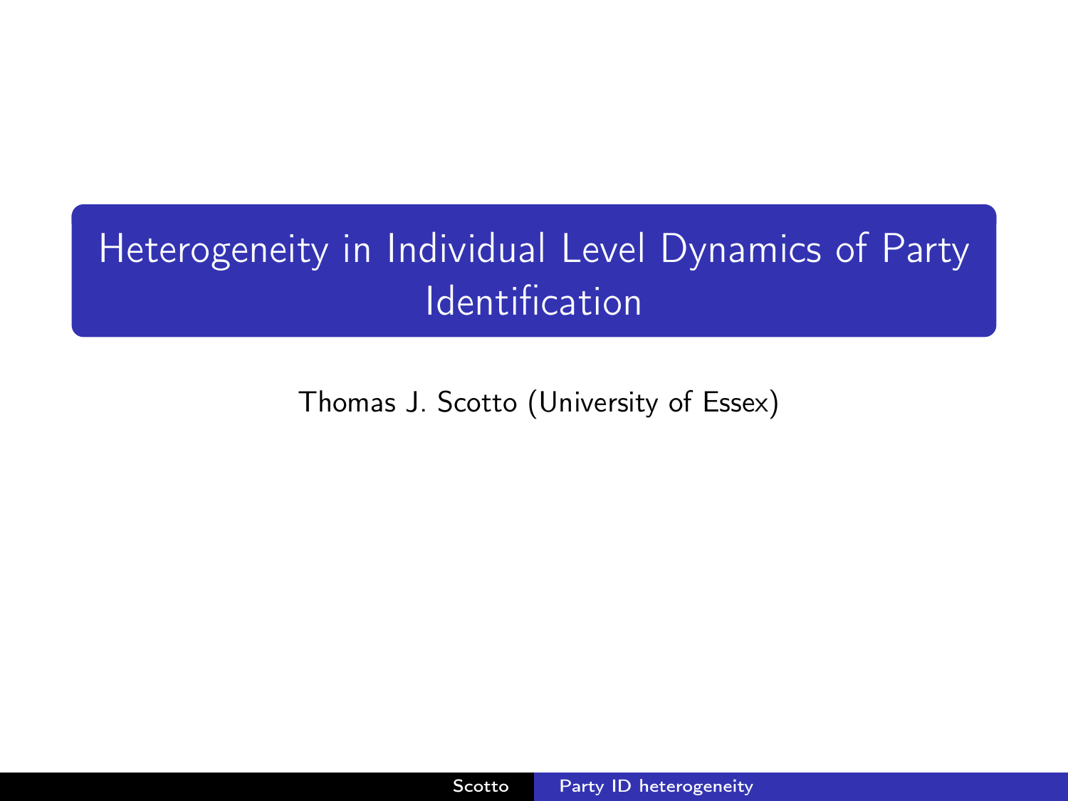# Heterogeneity in Individual Level Dynamics of Party Identification

Thomas J. Scotto (University of Essex)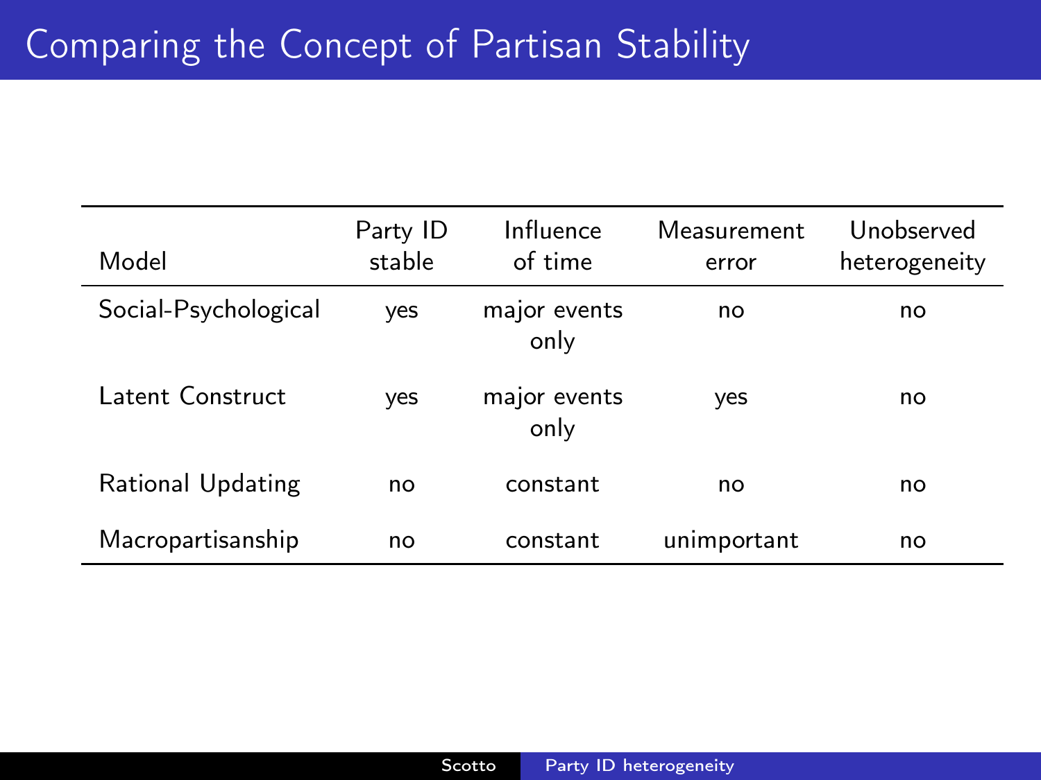# Comparing the Concept of Partisan Stability

| Model | Party ID stable | Influence of time | Measurement error | Unobserved heterogeneity |
|---|---|---|---|---|
| Social-Psychological | yes | major events only | no | no |
| Latent Construct | yes | major events only | yes | no |
| Rational Updating | no | constant | no | no |
| Macropartisanship | no | constant | unimportant | no |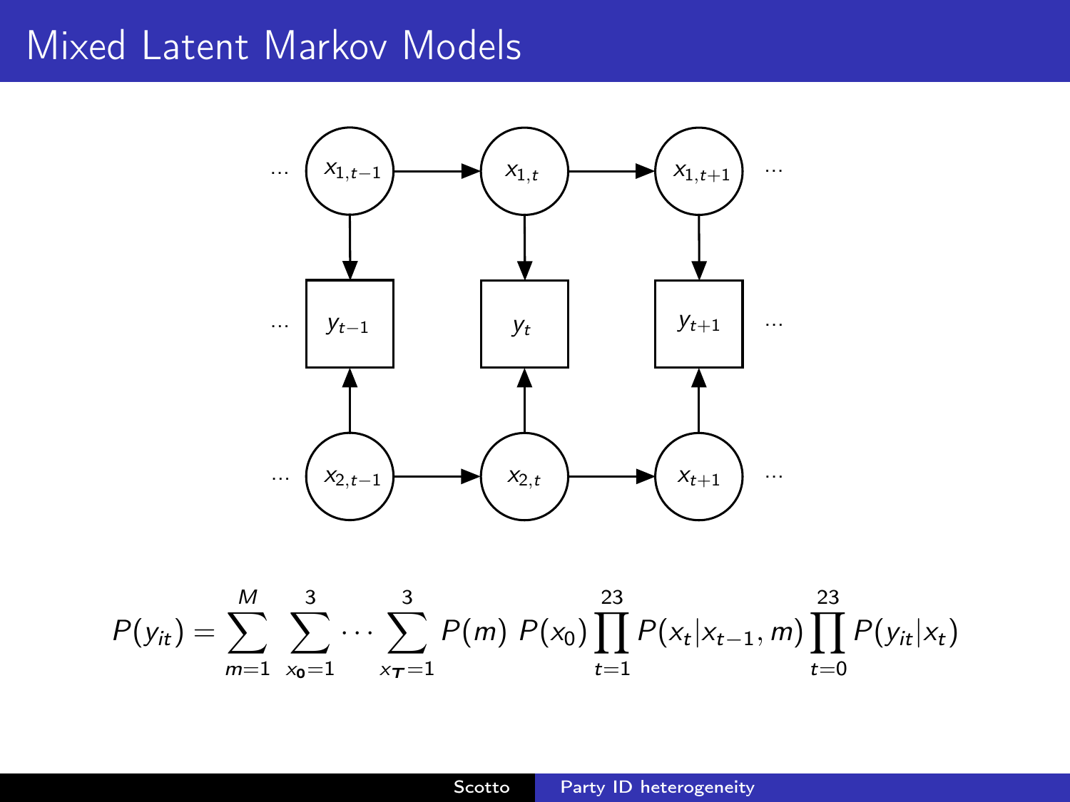# Mixed Latent Markov Models

$$P(y_{it}) = \sum_{m=1}^{M} \sum_{x_0=1}^{3} \cdots \sum_{x_T=1}^{3} P(m)\ P(x_0) \prod_{t=1}^{23} P(x_t | x_{t-1}, m) \prod_{t=0}^{23} P(y_{it} | x_t)$$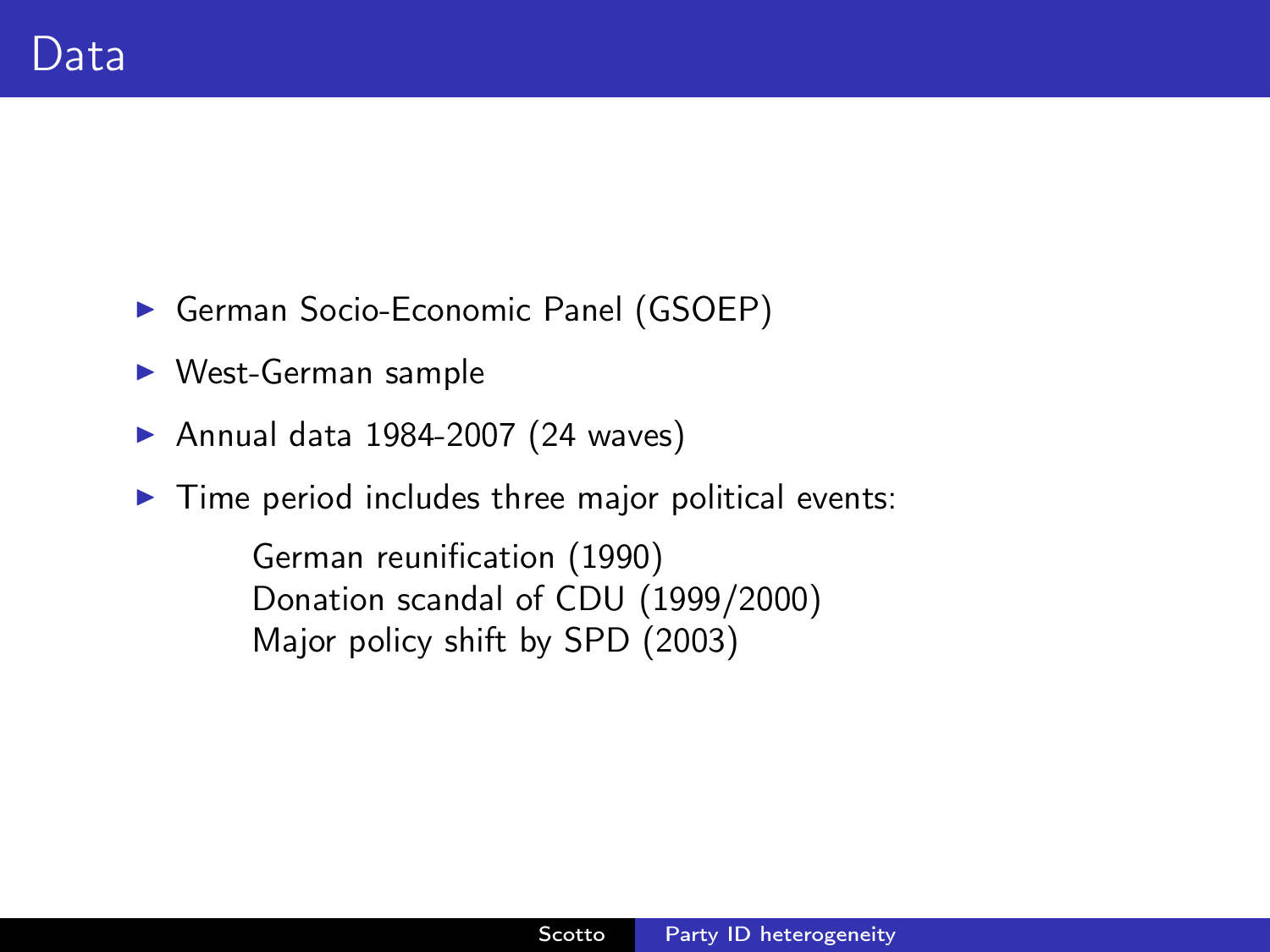# Data

- German Socio-Economic Panel (GSOEP)
- West-German sample
- Annual data 1984-2007 (24 waves)
- Time period includes three major political events:

  German reunification (1990)
  Donation scandal of CDU (1999/2000)
  Major policy shift by SPD (2003)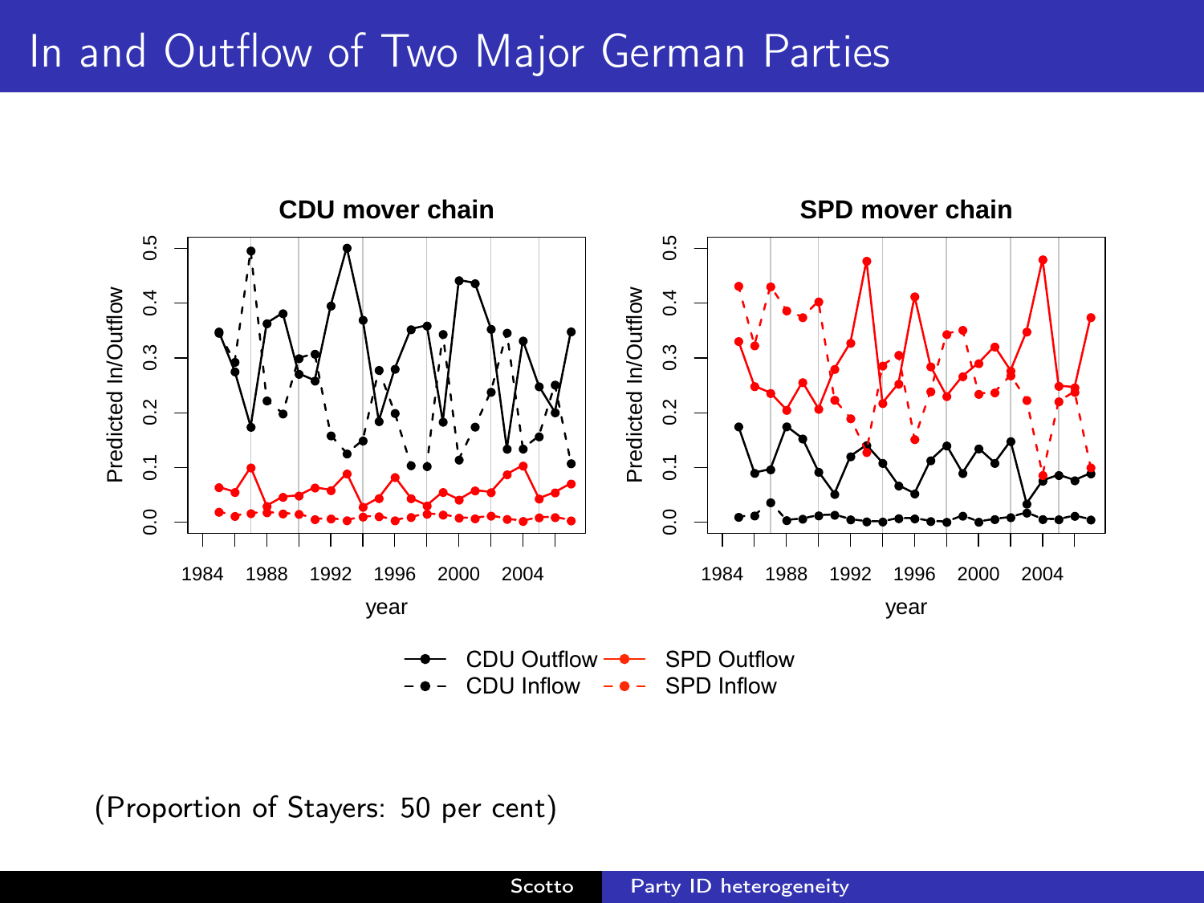# In and Outflow of Two Major German Parties

(Proportion of Stayers: 50 per cent)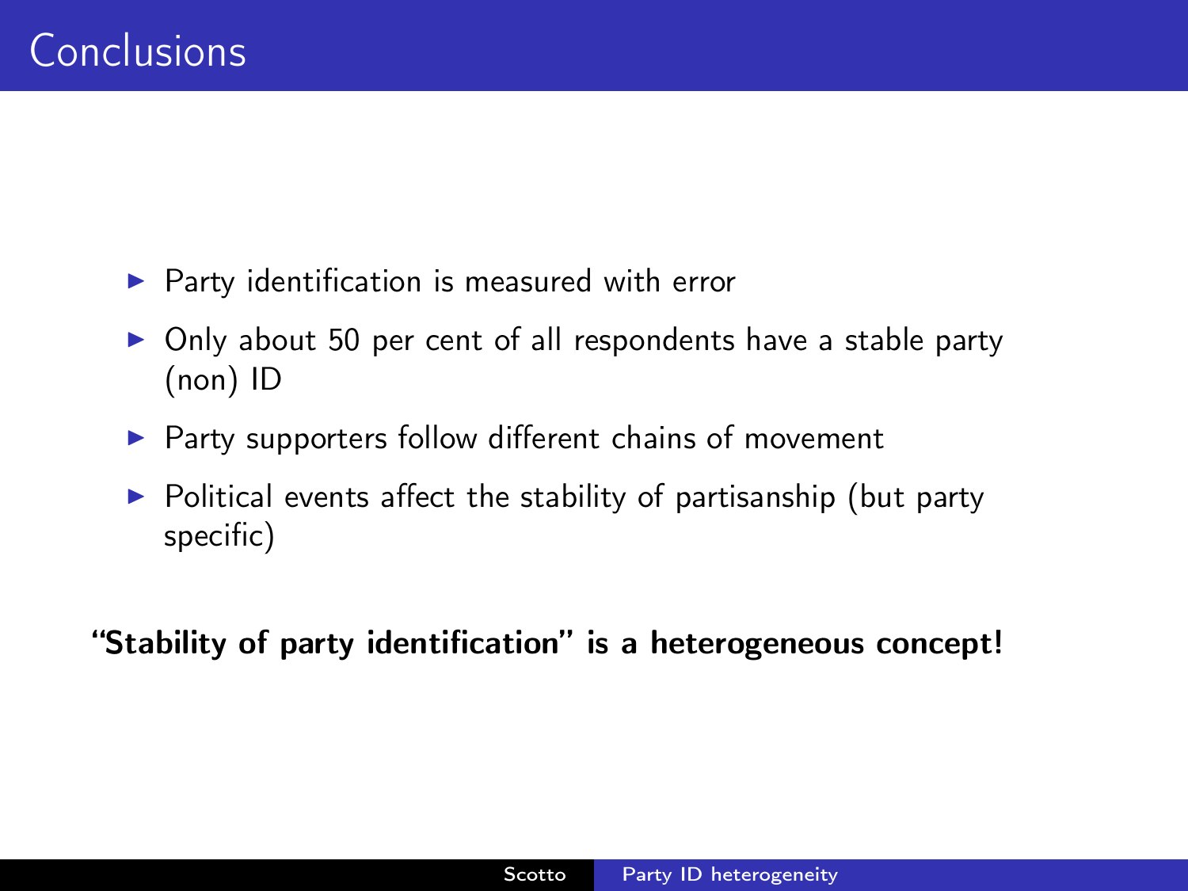# Conclusions

- Party identification is measured with error
- Only about 50 per cent of all respondents have a stable party (non) ID
- Party supporters follow different chains of movement
- Political events affect the stability of partisanship (but party specific)

**"Stability of party identification" is a heterogeneous concept!**